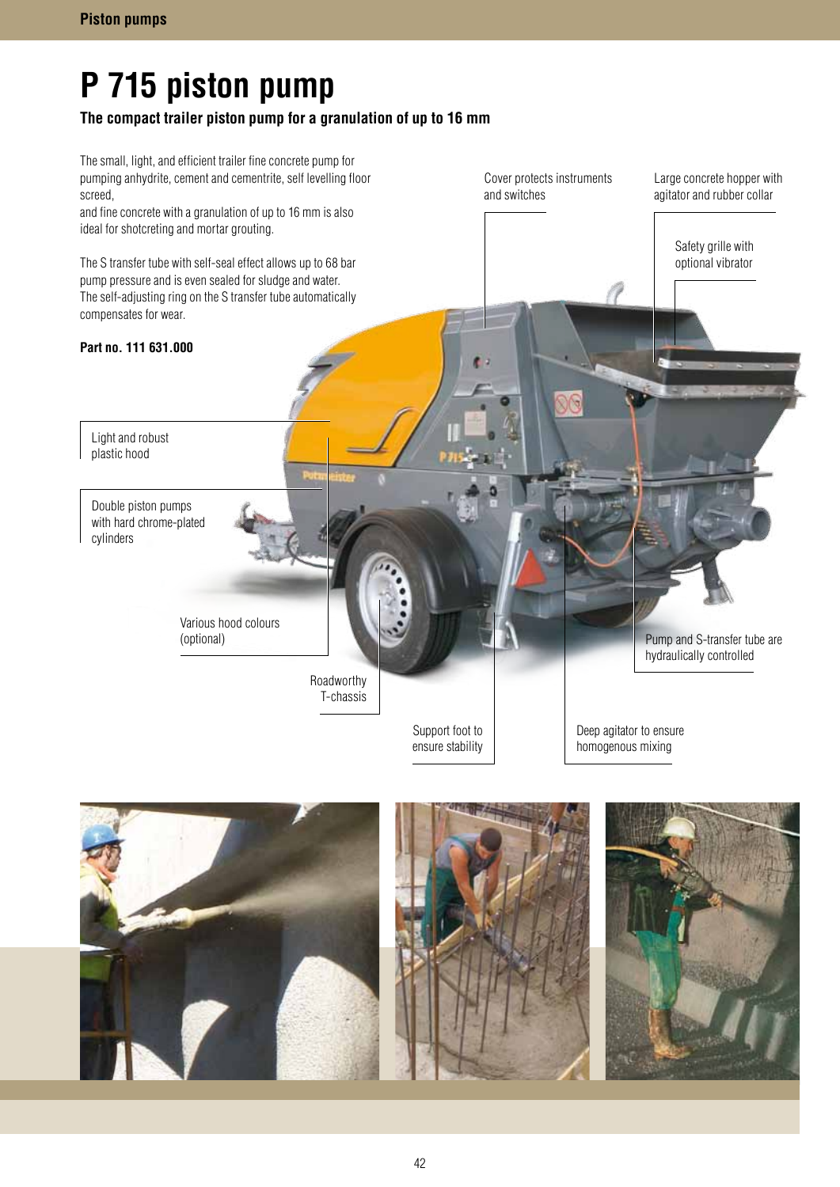# P 715 piston pump

**The compact trailer piston pump for a granulation of up to 16 mm**

The small, light, and efficient trailer fine concrete pump for pumping anhydrite, cement and cementrite, self levelling floor screed,
and fine concrete with a granulation of up to 16 mm is also ideal for shotcreting and mortar grouting.

The S transfer tube with self-seal effect allows up to 68 bar pump pressure and is even sealed for sludge and water.
The self-adjusting ring on the S transfer tube automatically compensates for wear.

**Part no. 111 631.000**

Cover protects instruments and switches

Large concrete hopper with agitator and rubber collar

Safety grille with optional vibrator

Light and robust plastic hood

Double piston pumps with hard chrome-plated cylinders

Various hood colours (optional)

Roadworthy T-chassis

Support foot to ensure stability

Deep agitator to ensure homogenous mixing

Pump and S-transfer tube are hydraulically controlled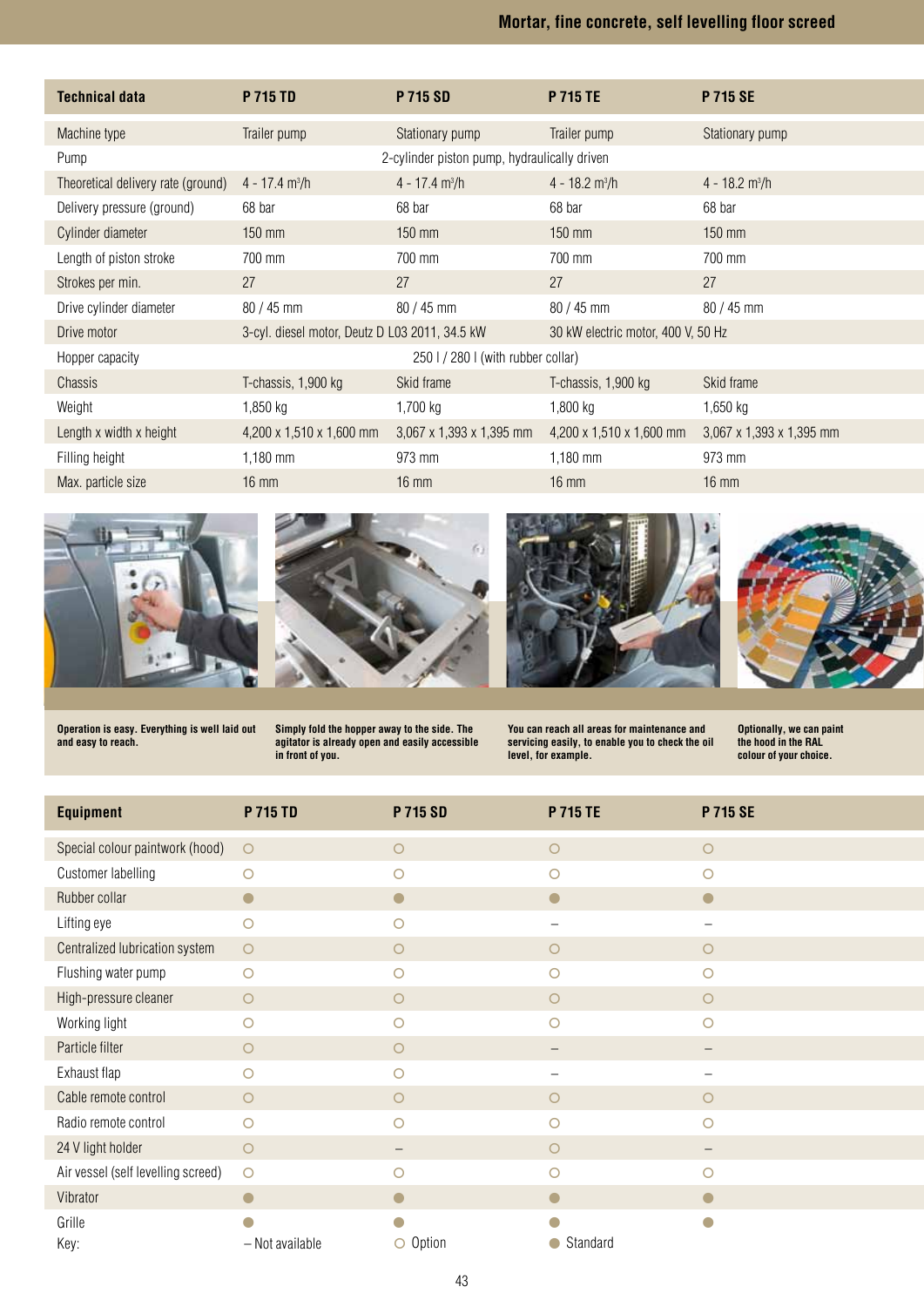| Technical data | P 715 TD | P 715 SD | P 715 TE | P 715 SE |
|---|---|---|---|---|
| Machine type | Trailer pump | Stationary pump | Trailer pump | Stationary pump |
| Pump | 2-cylinder piston pump, hydraulically driven | | | |
| Theoretical delivery rate (ground) | 4 - 17.4 m³/h | 4 - 17.4 m³/h | 4 - 18.2 m³/h | 4 - 18.2 m³/h |
| Delivery pressure (ground) | 68 bar | 68 bar | 68 bar | 68 bar |
| Cylinder diameter | 150 mm | 150 mm | 150 mm | 150 mm |
| Length of piston stroke | 700 mm | 700 mm | 700 mm | 700 mm |
| Strokes per min. | 27 | 27 | 27 | 27 |
| Drive cylinder diameter | 80 / 45 mm | 80 / 45 mm | 80 / 45 mm | 80 / 45 mm |
| Drive motor | 3-cyl. diesel motor, Deutz D L03 2011, 34.5 kW | | 30 kW electric motor, 400 V, 50 Hz | |
| Hopper capacity | 250 l / 280 l (with rubber collar) | | | |
| Chassis | T-chassis, 1,900 kg | Skid frame | T-chassis, 1,900 kg | Skid frame |
| Weight | 1,850 kg | 1,700 kg | 1,800 kg | 1,650 kg |
| Length x width x height | 4,200 x 1,510 x 1,600 mm | 3,067 x 1,393 x 1,395 mm | 4,200 x 1,510 x 1,600 mm | 3,067 x 1,393 x 1,395 mm |
| Filling height | 1,180 mm | 973 mm | 1,180 mm | 973 mm |
| Max. particle size | 16 mm | 16 mm | 16 mm | 16 mm |

**Operation is easy. Everything is well laid out and easy to reach.**

**Simply fold the hopper away to the side. The agitator is already open and easily accessible in front of you.**

**You can reach all areas for maintenance and servicing easily, to enable you to check the oil level, for example.**

**Optionally, we can paint the hood in the RAL colour of your choice.**

| Equipment | P 715 TD | P 715 SD | P 715 TE | P 715 SE |
|---|---|---|---|---|
| Special colour paintwork (hood) | ○ | ○ | ○ | ○ |
| Customer labelling | ○ | ○ | ○ | ○ |
| Rubber collar | ● | ● | ● | ● |
| Lifting eye | ○ | ○ | – | – |
| Centralized lubrication system | ○ | ○ | ○ | ○ |
| Flushing water pump | ○ | ○ | ○ | ○ |
| High-pressure cleaner | ○ | ○ | ○ | ○ |
| Working light | ○ | ○ | ○ | ○ |
| Particle filter | ○ | ○ | – | – |
| Exhaust flap | ○ | ○ | – | – |
| Cable remote control | ○ | ○ | ○ | ○ |
| Radio remote control | ○ | ○ | ○ | ○ |
| 24 V light holder | ○ | – | ○ | – |
| Air vessel (self levelling screed) | ○ | ○ | ○ | ○ |
| Vibrator | ● | ● | ● | ● |
| Grille | ● | ● | ● | ● |

Key: – Not available ○ Option ● Standard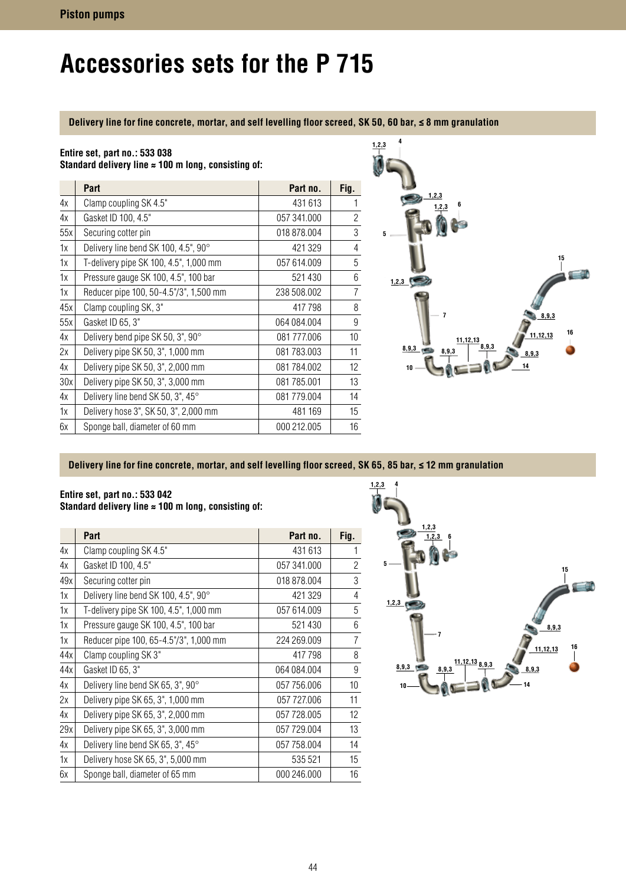# Accessories sets for the P 715

## Delivery line for fine concrete, mortar, and self levelling floor screed, SK 50, 60 bar, ≤ 8 mm granulation

**Entire set, part no.: 533 038**
**Standard delivery line ≈ 100 m long, consisting of:**

| | Part | Part no. | Fig. |
|---|---|---|---|
| 4x | Clamp coupling SK 4.5" | 431 613 | 1 |
| 4x | Gasket ID 100, 4.5" | 057 341.000 | 2 |
| 55x | Securing cotter pin | 018 878.004 | 3 |
| 1x | Delivery line bend SK 100, 4.5", 90° | 421 329 | 4 |
| 1x | T-delivery pipe SK 100, 4.5", 1,000 mm | 057 614.009 | 5 |
| 1x | Pressure gauge SK 100, 4.5", 100 bar | 521 430 | 6 |
| 1x | Reducer pipe 100, 50-4.5"/3", 1,500 mm | 238 508.002 | 7 |
| 45x | Clamp coupling SK, 3" | 417 798 | 8 |
| 55x | Gasket ID 65, 3" | 064 084.004 | 9 |
| 4x | Delivery bend pipe SK 50, 3", 90° | 081 777.006 | 10 |
| 2x | Delivery pipe SK 50, 3", 1,000 mm | 081 783.003 | 11 |
| 4x | Delivery pipe SK 50, 3", 2,000 mm | 081 784.002 | 12 |
| 30x | Delivery pipe SK 50, 3", 3,000 mm | 081 785.001 | 13 |
| 4x | Delivery line bend SK 50, 3", 45° | 081 779.004 | 14 |
| 1x | Delivery hose 3", SK 50, 3", 2,000 mm | 481 169 | 15 |
| 6x | Sponge ball, diameter of 60 mm | 000 212.005 | 16 |

## Delivery line for fine concrete, mortar, and self levelling floor screed, SK 65, 85 bar, ≤ 12 mm granulation

**Entire set, part no.: 533 042**
**Standard delivery line ≈ 100 m long, consisting of:**

| | Part | Part no. | Fig. |
|---|---|---|---|
| 4x | Clamp coupling SK 4.5" | 431 613 | 1 |
| 4x | Gasket ID 100, 4.5" | 057 341.000 | 2 |
| 49x | Securing cotter pin | 018 878.004 | 3 |
| 1x | Delivery line bend SK 100, 4.5", 90° | 421 329 | 4 |
| 1x | T-delivery pipe SK 100, 4.5", 1,000 mm | 057 614.009 | 5 |
| 1x | Pressure gauge SK 100, 4.5", 100 bar | 521 430 | 6 |
| 1x | Reducer pipe 100, 65-4.5"/3", 1,000 mm | 224 269.009 | 7 |
| 44x | Clamp coupling SK 3" | 417 798 | 8 |
| 44x | Gasket ID 65, 3" | 064 084.004 | 9 |
| 4x | Delivery line bend SK 65, 3", 90° | 057 756.006 | 10 |
| 2x | Delivery pipe SK 65, 3", 1,000 mm | 057 727.006 | 11 |
| 4x | Delivery pipe SK 65, 3", 2,000 mm | 057 728.005 | 12 |
| 29x | Delivery pipe SK 65, 3", 3,000 mm | 057 729.004 | 13 |
| 4x | Delivery line bend SK 65, 3", 45° | 057 758.004 | 14 |
| 1x | Delivery hose SK 65, 3", 5,000 mm | 535 521 | 15 |
| 6x | Sponge ball, diameter of 65 mm | 000 246.000 | 16 |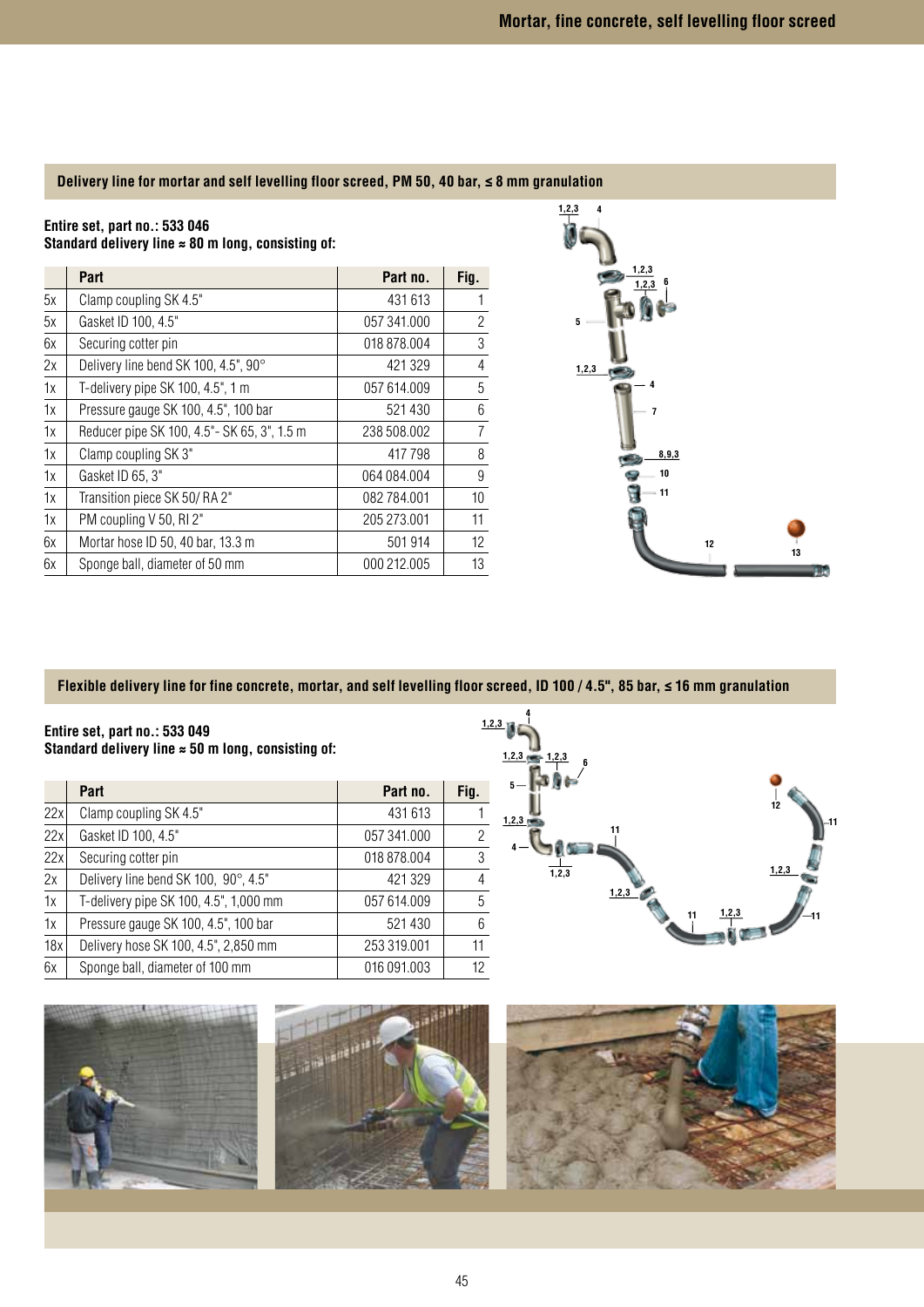## Delivery line for mortar and self levelling floor screed, PM 50, 40 bar, ≤ 8 mm granulation

**Entire set, part no.: 533 046**
**Standard delivery line ≈ 80 m long, consisting of:**

| | Part | Part no. | Fig. |
|---|---|---|---|
| 5x | Clamp coupling SK 4.5" | 431 613 | 1 |
| 5x | Gasket ID 100, 4.5" | 057 341.000 | 2 |
| 6x | Securing cotter pin | 018 878.004 | 3 |
| 2x | Delivery line bend SK 100, 4.5", 90° | 421 329 | 4 |
| 1x | T-delivery pipe SK 100, 4.5", 1 m | 057 614.009 | 5 |
| 1x | Pressure gauge SK 100, 4.5", 100 bar | 521 430 | 6 |
| 1x | Reducer pipe SK 100, 4.5"- SK 65, 3", 1.5 m | 238 508.002 | 7 |
| 1x | Clamp coupling SK 3" | 417 798 | 8 |
| 1x | Gasket ID 65, 3" | 064 084.004 | 9 |
| 1x | Transition piece SK 50/ RA 2" | 082 784.001 | 10 |
| 1x | PM coupling V 50, RI 2" | 205 273.001 | 11 |
| 6x | Mortar hose ID 50, 40 bar, 13.3 m | 501 914 | 12 |
| 6x | Sponge ball, diameter of 50 mm | 000 212.005 | 13 |

## Flexible delivery line for fine concrete, mortar, and self levelling floor screed, ID 100 / 4.5", 85 bar, ≤ 16 mm granulation

**Entire set, part no.: 533 049**
**Standard delivery line ≈ 50 m long, consisting of:**

| | Part | Part no. | Fig. |
|---|---|---|---|
| 22x | Clamp coupling SK 4.5" | 431 613 | 1 |
| 22x | Gasket ID 100, 4.5" | 057 341.000 | 2 |
| 22x | Securing cotter pin | 018 878.004 | 3 |
| 2x | Delivery line bend SK 100, 90°, 4.5" | 421 329 | 4 |
| 1x | T-delivery pipe SK 100, 4.5", 1,000 mm | 057 614.009 | 5 |
| 1x | Pressure gauge SK 100, 4.5", 100 bar | 521 430 | 6 |
| 18x | Delivery hose SK 100, 4.5", 2,850 mm | 253 319.001 | 11 |
| 6x | Sponge ball, diameter of 100 mm | 016 091.003 | 12 |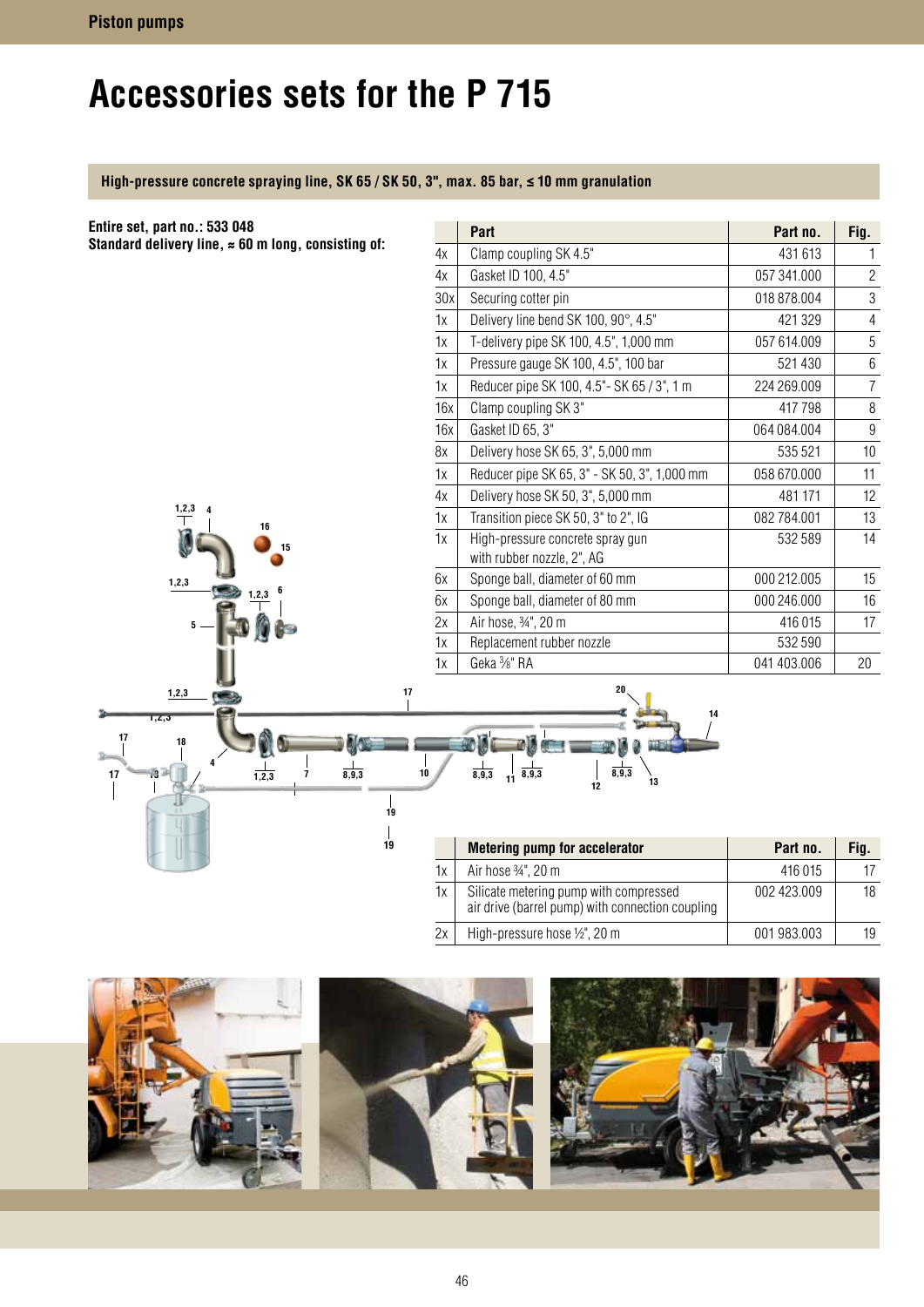# Accessories sets for the P 715

**High-pressure concrete spraying line, SK 65 / SK 50, 3", max. 85 bar, ≤ 10 mm granulation**

**Entire set, part no.: 533 048**
**Standard delivery line, ≈ 60 m long, consisting of:**

| | Part | Part no. | Fig. |
|---|---|---|---|
| 4x | Clamp coupling SK 4.5" | 431 613 | 1 |
| 4x | Gasket ID 100, 4.5" | 057 341.000 | 2 |
| 30x | Securing cotter pin | 018 878.004 | 3 |
| 1x | Delivery line bend SK 100, 90°, 4.5" | 421 329 | 4 |
| 1x | T-delivery pipe SK 100, 4.5", 1,000 mm | 057 614.009 | 5 |
| 1x | Pressure gauge SK 100, 4.5", 100 bar | 521 430 | 6 |
| 1x | Reducer pipe SK 100, 4.5"- SK 65 / 3", 1 m | 224 269.009 | 7 |
| 16x | Clamp coupling SK 3" | 417 798 | 8 |
| 16x | Gasket ID 65, 3" | 064 084.004 | 9 |
| 8x | Delivery hose SK 65, 3", 5,000 mm | 535 521 | 10 |
| 1x | Reducer pipe SK 65, 3" - SK 50, 3", 1,000 mm | 058 670.000 | 11 |
| 4x | Delivery hose SK 50, 3", 5,000 mm | 481 171 | 12 |
| 1x | Transition piece SK 50, 3" to 2", IG | 082 784.001 | 13 |
| 1x | High-pressure concrete spray gun with rubber nozzle, 2", AG | 532 589 | 14 |
| 6x | Sponge ball, diameter of 60 mm | 000 212.005 | 15 |
| 6x | Sponge ball, diameter of 80 mm | 000 246.000 | 16 |
| 2x | Air hose, ¾", 20 m | 416 015 | 17 |
| 1x | Replacement rubber nozzle | 532 590 | |
| 1x | Geka ⅜" RA | 041 403.006 | 20 |

| | Metering pump for accelerator | Part no. | Fig. |
|---|---|---|---|
| 1x | Air hose ¾", 20 m | 416 015 | 17 |
| 1x | Silicate metering pump with compressed air drive (barrel pump) with connection coupling | 002 423.009 | 18 |
| 2x | High-pressure hose ½", 20 m | 001 983.003 | 19 |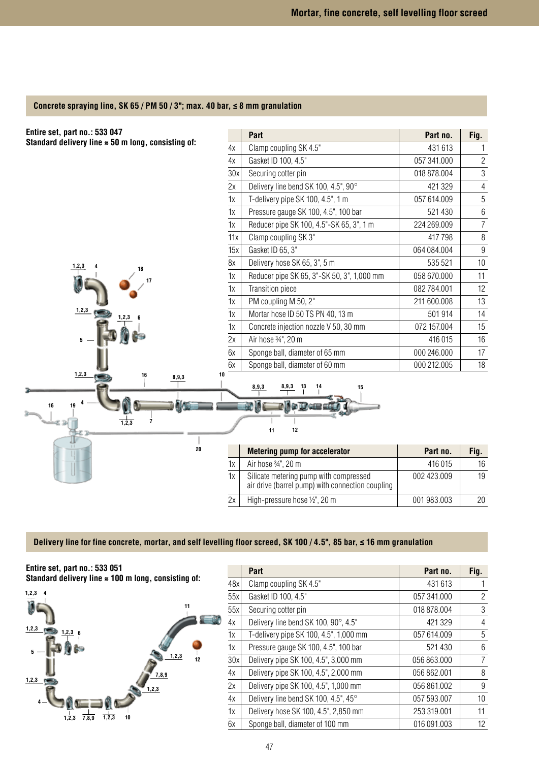## Concrete spraying line, SK 65 / PM 50 / 3"; max. 40 bar, ≤ 8 mm granulation

**Entire set, part no.: 533 047**
**Standard delivery line ≈ 50 m long, consisting of:**

| | Part | Part no. | Fig. |
|---|---|---|---|
| 4x | Clamp coupling SK 4.5" | 431 613 | 1 |
| 4x | Gasket ID 100, 4.5" | 057 341.000 | 2 |
| 30x | Securing cotter pin | 018 878.004 | 3 |
| 2x | Delivery line bend SK 100, 4.5", 90° | 421 329 | 4 |
| 1x | T-delivery pipe SK 100, 4.5", 1 m | 057 614.009 | 5 |
| 1x | Pressure gauge SK 100, 4.5", 100 bar | 521 430 | 6 |
| 1x | Reducer pipe SK 100, 4.5"-SK 65, 3", 1 m | 224 269.009 | 7 |
| 11x | Clamp coupling SK 3" | 417 798 | 8 |
| 15x | Gasket ID 65, 3" | 064 084.004 | 9 |
| 8x | Delivery hose SK 65, 3", 5 m | 535 521 | 10 |
| 1x | Reducer pipe SK 65, 3"-SK 50, 3", 1,000 mm | 058 670.000 | 11 |
| 1x | Transition piece | 082 784.001 | 12 |
| 1x | PM coupling M 50, 2" | 211 600.008 | 13 |
| 1x | Mortar hose ID 50 TS PN 40, 13 m | 501 914 | 14 |
| 1x | Concrete injection nozzle V 50, 30 mm | 072 157.004 | 15 |
| 2x | Air hose ¾", 20 m | 416 015 | 16 |
| 6x | Sponge ball, diameter of 65 mm | 000 246.000 | 17 |
| 6x | Sponge ball, diameter of 60 mm | 000 212.005 | 18 |

| | Metering pump for accelerator | Part no. | Fig. |
|---|---|---|---|
| 1x | Air hose ¾", 20 m | 416 015 | 16 |
| 1x | Silicate metering pump with compressed air drive (barrel pump) with connection coupling | 002 423.009 | 19 |
| 2x | High-pressure hose ½", 20 m | 001 983.003 | 20 |

## Delivery line for fine concrete, mortar, and self levelling floor screed, SK 100 / 4.5", 85 bar, ≤ 16 mm granulation

**Entire set, part no.: 533 051**
**Standard delivery line ≈ 100 m long, consisting of:**

| | Part | Part no. | Fig. |
|---|---|---|---|
| 48x | Clamp coupling SK 4.5" | 431 613 | 1 |
| 55x | Gasket ID 100, 4.5" | 057 341.000 | 2 |
| 55x | Securing cotter pin | 018 878.004 | 3 |
| 4x | Delivery line bend SK 100, 90°, 4.5" | 421 329 | 4 |
| 1x | T-delivery pipe SK 100, 4.5", 1,000 mm | 057 614.009 | 5 |
| 1x | Pressure gauge SK 100, 4.5", 100 bar | 521 430 | 6 |
| 30x | Delivery pipe SK 100, 4.5", 3,000 mm | 056 863.000 | 7 |
| 4x | Delivery pipe SK 100, 4.5", 2,000 mm | 056 862.001 | 8 |
| 2x | Delivery pipe SK 100, 4.5", 1,000 mm | 056 861.002 | 9 |
| 4x | Delivery line bend SK 100, 4.5", 45° | 057 593.007 | 10 |
| 1x | Delivery hose SK 100, 4.5", 2,850 mm | 253 319.001 | 11 |
| 6x | Sponge ball, diameter of 100 mm | 016 091.003 | 12 |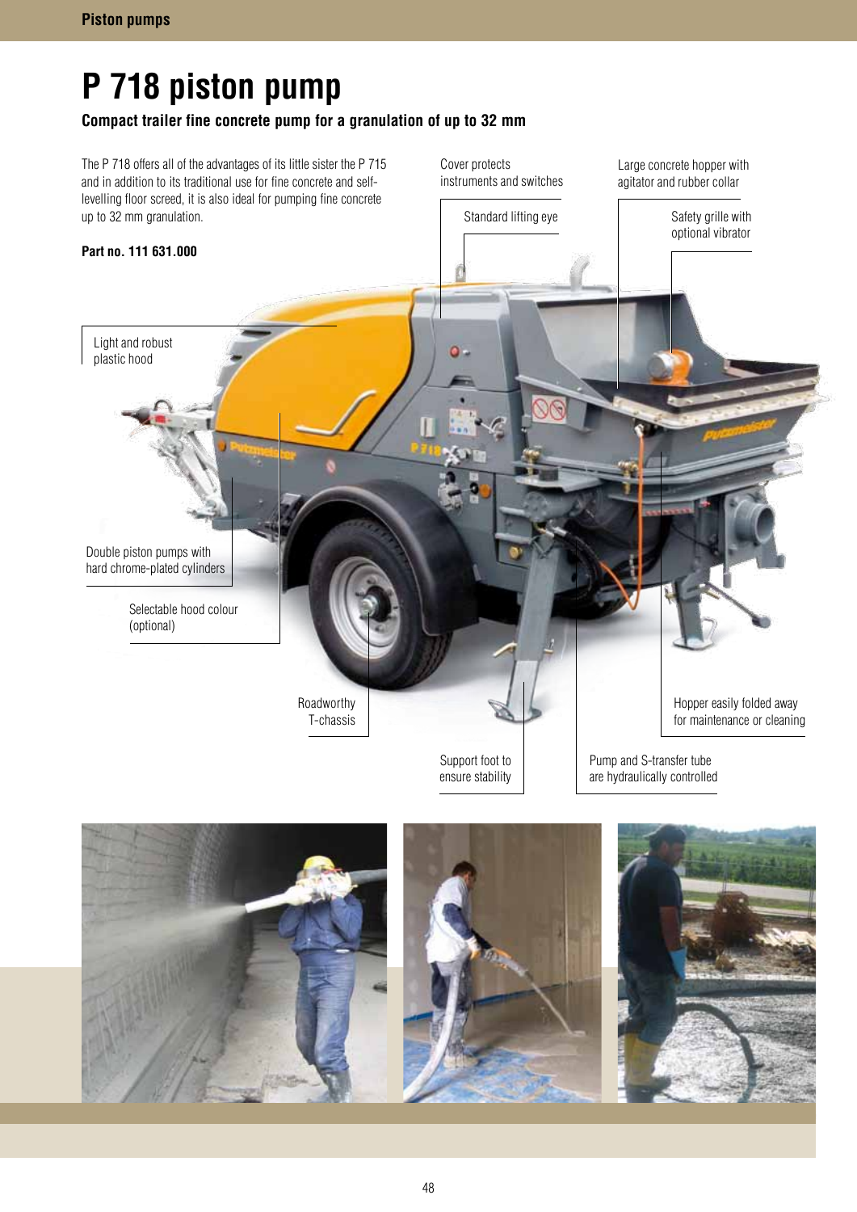# P 718 piston pump

**Compact trailer fine concrete pump for a granulation of up to 32 mm**

The P 718 offers all of the advantages of its little sister the P 715 and in addition to its traditional use for fine concrete and self-levelling floor screed, it is also ideal for pumping fine concrete up to 32 mm granulation.

**Part no. 111 631.000**

Cover protects instruments and switches

Large concrete hopper with agitator and rubber collar

Standard lifting eye

Safety grille with optional vibrator

Light and robust plastic hood

Double piston pumps with hard chrome-plated cylinders

Selectable hood colour (optional)

Roadworthy T-chassis

Hopper easily folded away for maintenance or cleaning

Support foot to ensure stability

Pump and S-transfer tube are hydraulically controlled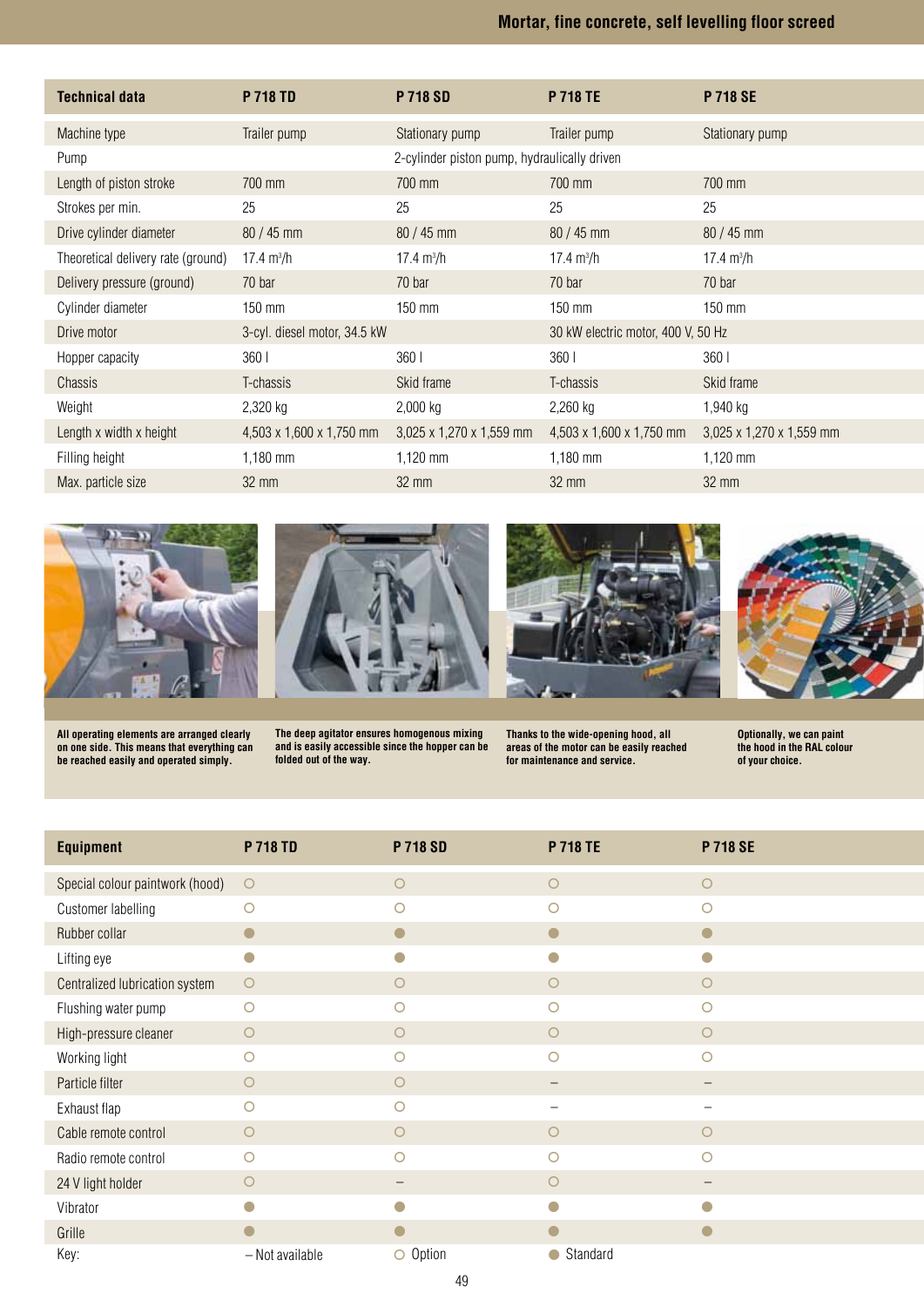| Technical data | P 718 TD | P 718 SD | P 718 TE | P 718 SE |
|---|---|---|---|---|
| Machine type | Trailer pump | Stationary pump | Trailer pump | Stationary pump |
| Pump | | 2-cylinder piston pump, hydraulically driven | | |
| Length of piston stroke | 700 mm | 700 mm | 700 mm | 700 mm |
| Strokes per min. | 25 | 25 | 25 | 25 |
| Drive cylinder diameter | 80 / 45 mm | 80 / 45 mm | 80 / 45 mm | 80 / 45 mm |
| Theoretical delivery rate (ground) | 17.4 m³/h | 17.4 m³/h | 17.4 m³/h | 17.4 m³/h |
| Delivery pressure (ground) | 70 bar | 70 bar | 70 bar | 70 bar |
| Cylinder diameter | 150 mm | 150 mm | 150 mm | 150 mm |
| Drive motor | 3-cyl. diesel motor, 34.5 kW | | 30 kW electric motor, 400 V, 50 Hz | |
| Hopper capacity | 360 l | 360 l | 360 l | 360 l |
| Chassis | T-chassis | Skid frame | T-chassis | Skid frame |
| Weight | 2,320 kg | 2,000 kg | 2,260 kg | 1,940 kg |
| Length x width x height | 4,503 x 1,600 x 1,750 mm | 3,025 x 1,270 x 1,559 mm | 4,503 x 1,600 x 1,750 mm | 3,025 x 1,270 x 1,559 mm |
| Filling height | 1,180 mm | 1,120 mm | 1,180 mm | 1,120 mm |
| Max. particle size | 32 mm | 32 mm | 32 mm | 32 mm |

**All operating elements are arranged clearly on one side. This means that everything can be reached easily and operated simply.**

**The deep agitator ensures homogenous mixing and is easily accessible since the hopper can be folded out of the way.**

**Thanks to the wide-opening hood, all areas of the motor can be easily reached for maintenance and service.**

**Optionally, we can paint the hood in the RAL colour of your choice.**

| Equipment | P 718 TD | P 718 SD | P 718 TE | P 718 SE |
|---|---|---|---|---|
| Special colour paintwork (hood) | ○ | ○ | ○ | ○ |
| Customer labelling | ○ | ○ | ○ | ○ |
| Rubber collar | ● | ● | ● | ● |
| Lifting eye | ● | ● | ● | ● |
| Centralized lubrication system | ○ | ○ | ○ | ○ |
| Flushing water pump | ○ | ○ | ○ | ○ |
| High-pressure cleaner | ○ | ○ | ○ | ○ |
| Working light | ○ | ○ | ○ | ○ |
| Particle filter | ○ | ○ | – | – |
| Exhaust flap | ○ | ○ | – | – |
| Cable remote control | ○ | ○ | ○ | ○ |
| Radio remote control | ○ | ○ | ○ | ○ |
| 24 V light holder | ○ | – | ○ | – |
| Vibrator | ● | ● | ● | ● |
| Grille | ● | ● | ● | ● |

Key: – Not available ○ Option ● Standard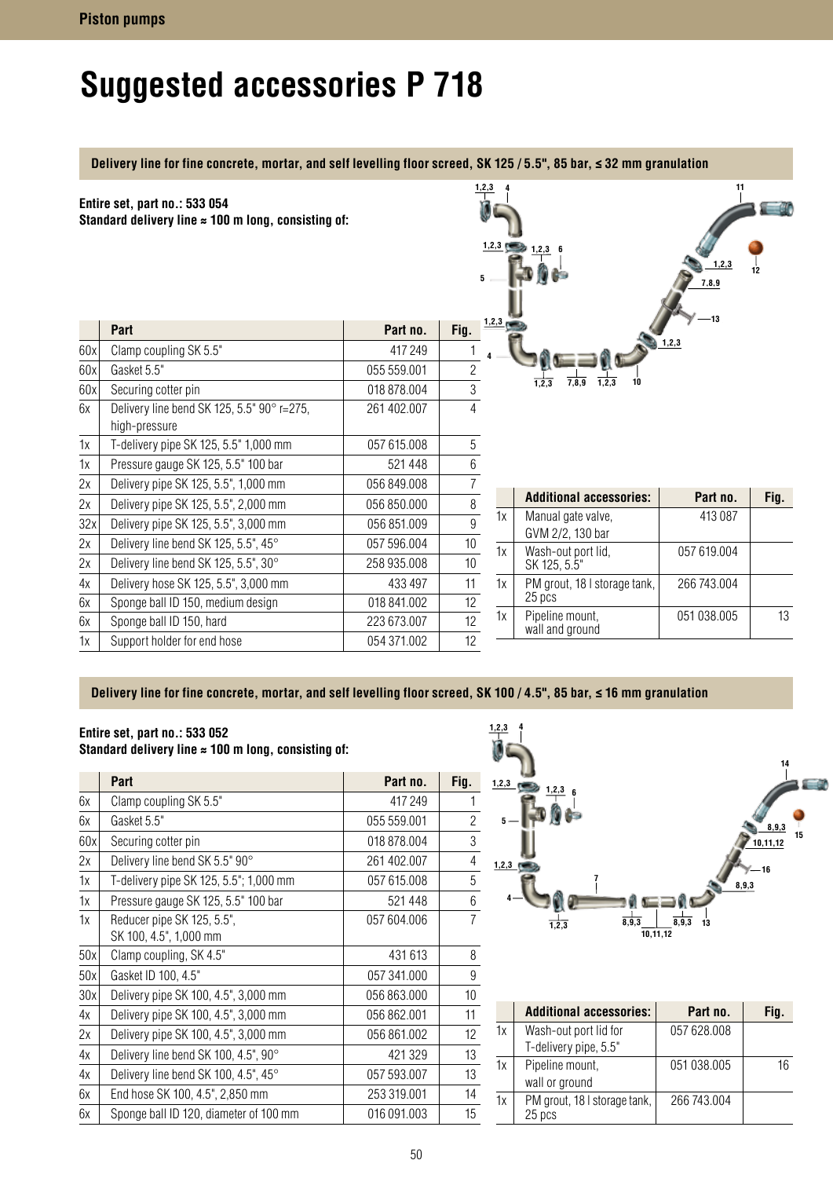# Suggested accessories P 718

## Delivery line for fine concrete, mortar, and self levelling floor screed, SK 125 / 5.5", 85 bar, ≤ 32 mm granulation

**Entire set, part no.: 533 054**
**Standard delivery line ≈ 100 m long, consisting of:**

| | Part | Part no. | Fig. |
|---|---|---|---|
| 60x | Clamp coupling SK 5.5" | 417 249 | 1 |
| 60x | Gasket 5.5" | 055 559.001 | 2 |
| 60x | Securing cotter pin | 018 878.004 | 3 |
| 6x | Delivery line bend SK 125, 5.5" 90° r=275, high-pressure | 261 402.007 | 4 |
| 1x | T-delivery pipe SK 125, 5.5" 1,000 mm | 057 615.008 | 5 |
| 1x | Pressure gauge SK 125, 5.5" 100 bar | 521 448 | 6 |
| 2x | Delivery pipe SK 125, 5.5", 1,000 mm | 056 849.008 | 7 |
| 2x | Delivery pipe SK 125, 5.5", 2,000 mm | 056 850.000 | 8 |
| 32x | Delivery pipe SK 125, 5.5", 3,000 mm | 056 851.009 | 9 |
| 2x | Delivery line bend SK 125, 5.5", 45° | 057 596.004 | 10 |
| 2x | Delivery line bend SK 125, 5.5", 30° | 258 935.008 | 10 |
| 4x | Delivery hose SK 125, 5.5", 3,000 mm | 433 497 | 11 |
| 6x | Sponge ball ID 150, medium design | 018 841.002 | 12 |
| 6x | Sponge ball ID 150, hard | 223 673.007 | 12 |
| 1x | Support holder for end hose | 054 371.002 | 12 |

| | Additional accessories: | Part no. | Fig. |
|---|---|---|---|
| 1x | Manual gate valve, GVM 2/2, 130 bar | 413 087 | |
| 1x | Wash-out port lid, SK 125, 5.5" | 057 619.004 | |
| 1x | PM grout, 18 l storage tank, 25 pcs | 266 743.004 | |
| 1x | Pipeline mount, wall and ground | 051 038.005 | 13 |

## Delivery line for fine concrete, mortar, and self levelling floor screed, SK 100 / 4.5", 85 bar, ≤ 16 mm granulation

**Entire set, part no.: 533 052**
**Standard delivery line ≈ 100 m long, consisting of:**

| | Part | Part no. | Fig. |
|---|---|---|---|
| 6x | Clamp coupling SK 5.5" | 417 249 | 1 |
| 6x | Gasket 5.5" | 055 559.001 | 2 |
| 60x | Securing cotter pin | 018 878.004 | 3 |
| 2x | Delivery line bend SK 5.5" 90° | 261 402.007 | 4 |
| 1x | T-delivery pipe SK 125, 5.5"; 1,000 mm | 057 615.008 | 5 |
| 1x | Pressure gauge SK 125, 5.5" 100 bar | 521 448 | 6 |
| 1x | Reducer pipe SK 125, 5.5", SK 100, 4.5", 1,000 mm | 057 604.006 | 7 |
| 50x | Clamp coupling, SK 4.5" | 431 613 | 8 |
| 50x | Gasket ID 100, 4.5" | 057 341.000 | 9 |
| 30x | Delivery pipe SK 100, 4.5", 3,000 mm | 056 863.000 | 10 |
| 4x | Delivery pipe SK 100, 4.5", 3,000 mm | 056 862.001 | 11 |
| 2x | Delivery pipe SK 100, 4.5", 3,000 mm | 056 861.002 | 12 |
| 4x | Delivery line bend SK 100, 4.5", 90° | 421 329 | 13 |
| 4x | Delivery line bend SK 100, 4.5", 45° | 057 593.007 | 13 |
| 6x | End hose SK 100, 4.5", 2,850 mm | 253 319.001 | 14 |
| 6x | Sponge ball ID 120, diameter of 100 mm | 016 091.003 | 15 |

| | Additional accessories: | Part no. | Fig. |
|---|---|---|---|
| 1x | Wash-out port lid for T-delivery pipe, 5.5" | 057 628.008 | |
| 1x | Pipeline mount, wall or ground | 051 038.005 | 16 |
| 1x | PM grout, 18 l storage tank, 25 pcs | 266 743.004 | |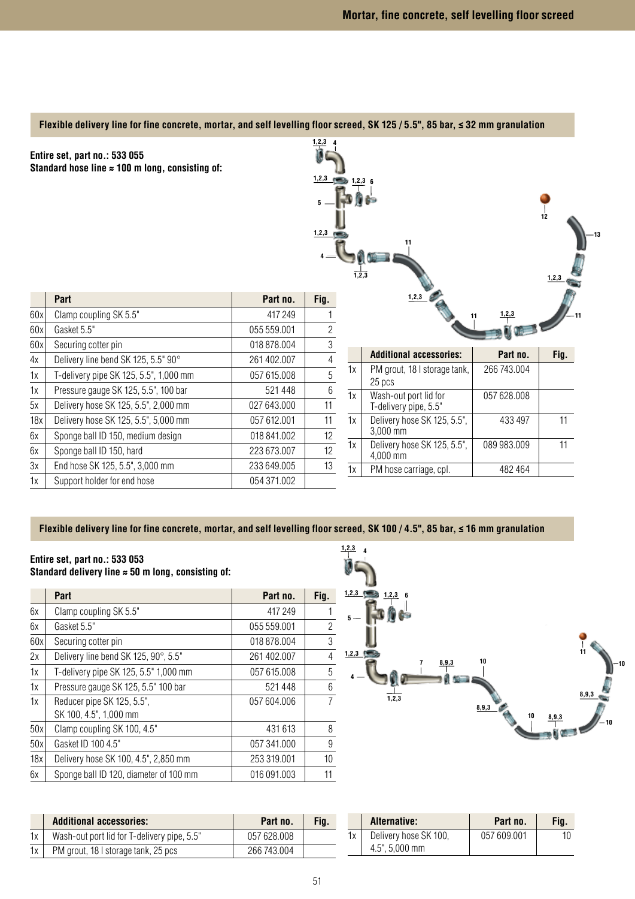## Flexible delivery line for fine concrete, mortar, and self levelling floor screed, SK 125 / 5.5", 85 bar, ≤ 32 mm granulation

**Entire set, part no.: 533 055**
**Standard hose line ≈ 100 m long, consisting of:**

| | Part | Part no. | Fig. |
|---|---|---|---|
| 60x | Clamp coupling SK 5.5" | 417 249 | 1 |
| 60x | Gasket 5.5" | 055 559.001 | 2 |
| 60x | Securing cotter pin | 018 878.004 | 3 |
| 4x | Delivery line bend SK 125, 5.5" 90° | 261 402.007 | 4 |
| 1x | T-delivery pipe SK 125, 5.5", 1,000 mm | 057 615.008 | 5 |
| 1x | Pressure gauge SK 125, 5.5", 100 bar | 521 448 | 6 |
| 5x | Delivery hose SK 125, 5.5", 2,000 mm | 027 643.000 | 11 |
| 18x | Delivery hose SK 125, 5.5", 5,000 mm | 057 612.001 | 11 |
| 6x | Sponge ball ID 150, medium design | 018 841.002 | 12 |
| 6x | Sponge ball ID 150, hard | 223 673.007 | 12 |
| 3x | End hose SK 125, 5.5", 3,000 mm | 233 649.005 | 13 |
| 1x | Support holder for end hose | 054 371.002 | |

| | Additional accessories: | Part no. | Fig. |
|---|---|---|---|
| 1x | PM grout, 18 l storage tank, 25 pcs | 266 743.004 | |
| 1x | Wash-out port lid for T-delivery pipe, 5.5" | 057 628.008 | |
| 1x | Delivery hose SK 125, 5.5", 3,000 mm | 433 497 | 11 |
| 1x | Delivery hose SK 125, 5.5", 4,000 mm | 089 983.009 | 11 |
| 1x | PM hose carriage, cpl. | 482 464 | |

## Flexible delivery line for fine concrete, mortar, and self levelling floor screed, SK 100 / 4.5", 85 bar, ≤ 16 mm granulation

**Entire set, part no.: 533 053**
**Standard delivery line ≈ 50 m long, consisting of:**

| | Part | Part no. | Fig. |
|---|---|---|---|
| 6x | Clamp coupling SK 5.5" | 417 249 | 1 |
| 6x | Gasket 5.5" | 055 559.001 | 2 |
| 60x | Securing cotter pin | 018 878.004 | 3 |
| 2x | Delivery line bend SK 125, 90°, 5.5" | 261 402.007 | 4 |
| 1x | T-delivery pipe SK 125, 5.5" 1,000 mm | 057 615.008 | 5 |
| 1x | Pressure gauge SK 125, 5.5" 100 bar | 521 448 | 6 |
| 1x | Reducer pipe SK 125, 5.5", SK 100, 4.5", 1,000 mm | 057 604.006 | 7 |
| 50x | Clamp coupling SK 100, 4.5" | 431 613 | 8 |
| 50x | Gasket ID 100 4.5" | 057 341.000 | 9 |
| 18x | Delivery hose SK 100, 4.5", 2,850 mm | 253 319.001 | 10 |
| 6x | Sponge ball ID 120, diameter of 100 mm | 016 091.003 | 11 |

| | Additional accessories: | Part no. | Fig. |
|---|---|---|---|
| 1x | Wash-out port lid for T-delivery pipe, 5.5" | 057 628.008 | |
| 1x | PM grout, 18 l storage tank, 25 pcs | 266 743.004 | |

| | Alternative: | Part no. | Fig. |
|---|---|---|---|
| 1x | Delivery hose SK 100, 4.5", 5,000 mm | 057 609.001 | 10 |